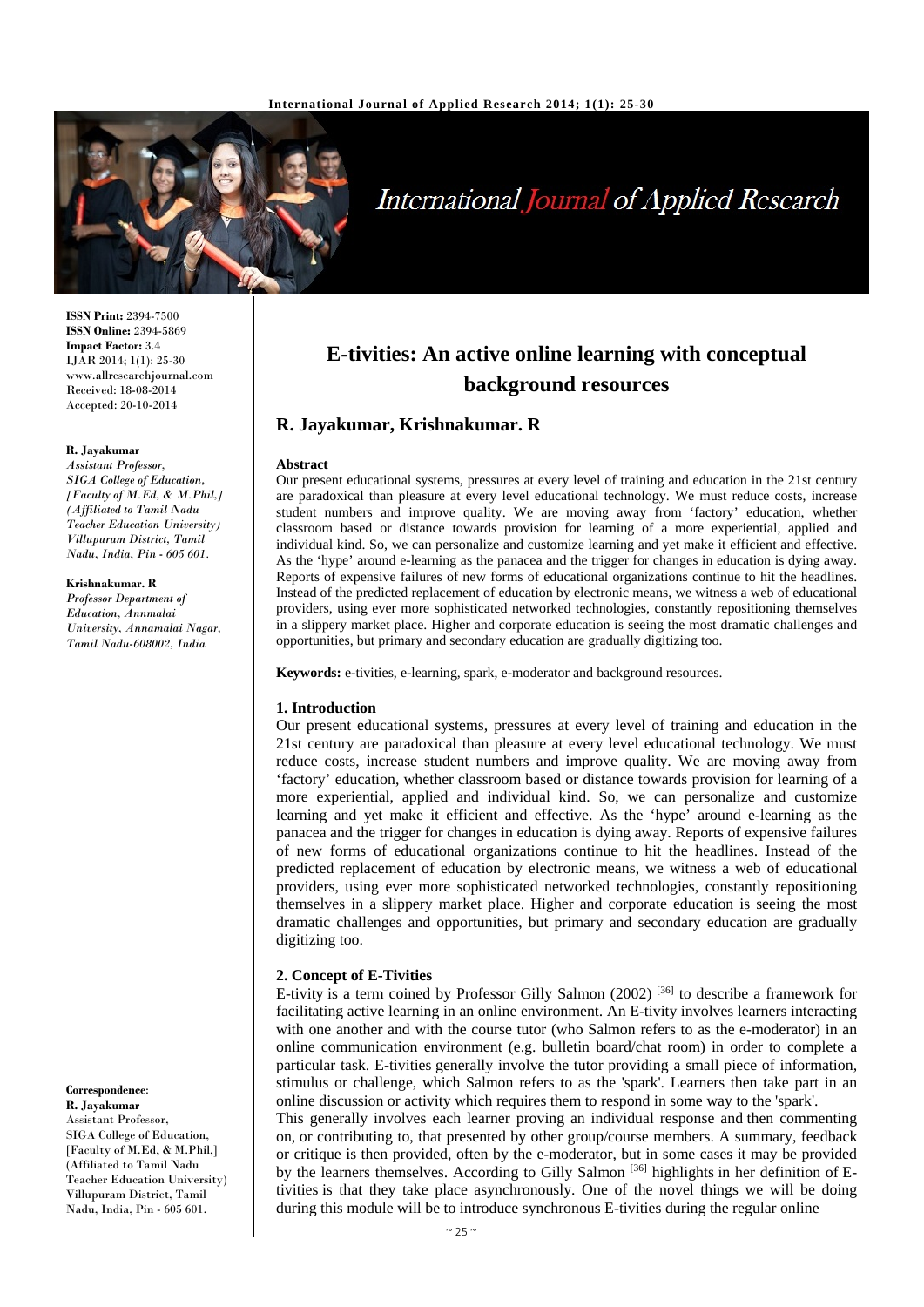ISSN Print: 2394-7500
ISSN Online: 2394-5869
Impact Factor: 3.4
IJAR 2014; 1(1): 25-30
www.allresearchjournal.com
Received: 18-08-2014
Accepted: 20-10-2014

**R. Jayakumar**
*Assistant Professor, SIGA College of Education, [Faculty of M.Ed, & M.Phil,] (Affiliated to Tamil Nadu Teacher Education University) Villupuram District, Tamil Nadu, India, Pin - 605 601.*

**Krishnakumar. R**
*Professor Department of Education, Annmalai University, Annamalai Nagar, Tamil Nadu-608002, India*

**Correspondence**:
**R. Jayakumar**
Assistant Professor, SIGA College of Education, [Faculty of M.Ed, & M.Phil,] (Affiliated to Tamil Nadu Teacher Education University) Villupuram District, Tamil Nadu, India, Pin - 605 601.

# E-tivities: An active online learning with conceptual background resources

## R. Jayakumar, Krishnakumar. R

**Abstract**

Our present educational systems, pressures at every level of training and education in the 21st century are paradoxical than pleasure at every level educational technology. We must reduce costs, increase student numbers and improve quality. We are moving away from 'factory' education, whether classroom based or distance towards provision for learning of a more experiential, applied and individual kind. So, we can personalize and customize learning and yet make it efficient and effective. As the 'hype' around e-learning as the panacea and the trigger for changes in education is dying away. Reports of expensive failures of new forms of educational organizations continue to hit the headlines. Instead of the predicted replacement of education by electronic means, we witness a web of educational providers, using ever more sophisticated networked technologies, constantly repositioning themselves in a slippery market place. Higher and corporate education is seeing the most dramatic challenges and opportunities, but primary and secondary education are gradually digitizing too.

**Keywords:** e-tivities, e-learning, spark, e-moderator and background resources.

### 1. Introduction

Our present educational systems, pressures at every level of training and education in the 21st century are paradoxical than pleasure at every level educational technology. We must reduce costs, increase student numbers and improve quality. We are moving away from 'factory' education, whether classroom based or distance towards provision for learning of a more experiential, applied and individual kind. So, we can personalize and customize learning and yet make it efficient and effective. As the 'hype' around e-learning as the panacea and the trigger for changes in education is dying away. Reports of expensive failures of new forms of educational organizations continue to hit the headlines. Instead of the predicted replacement of education by electronic means, we witness a web of educational providers, using ever more sophisticated networked technologies, constantly repositioning themselves in a slippery market place. Higher and corporate education is seeing the most dramatic challenges and opportunities, but primary and secondary education are gradually digitizing too.

### 2. Concept of E-Tivities

E-tivity is a term coined by Professor Gilly Salmon (2002) [36] to describe a framework for facilitating active learning in an online environment. An E-tivity involves learners interacting with one another and with the course tutor (who Salmon refers to as the e-moderator) in an online communication environment (e.g. bulletin board/chat room) in order to complete a particular task. E-tivities generally involve the tutor providing a small piece of information, stimulus or challenge, which Salmon refers to as the 'spark'. Learners then take part in an online discussion or activity which requires them to respond in some way to the 'spark'.

This generally involves each learner proving an individual response and then commenting on, or contributing to, that presented by other group/course members. A summary, feedback or critique is then provided, often by the e-moderator, but in some cases it may be provided by the learners themselves. According to Gilly Salmon [36] highlights in her definition of E-tivities is that they take place asynchronously. One of the novel things we will be doing during this module will be to introduce synchronous E-tivities during the regular online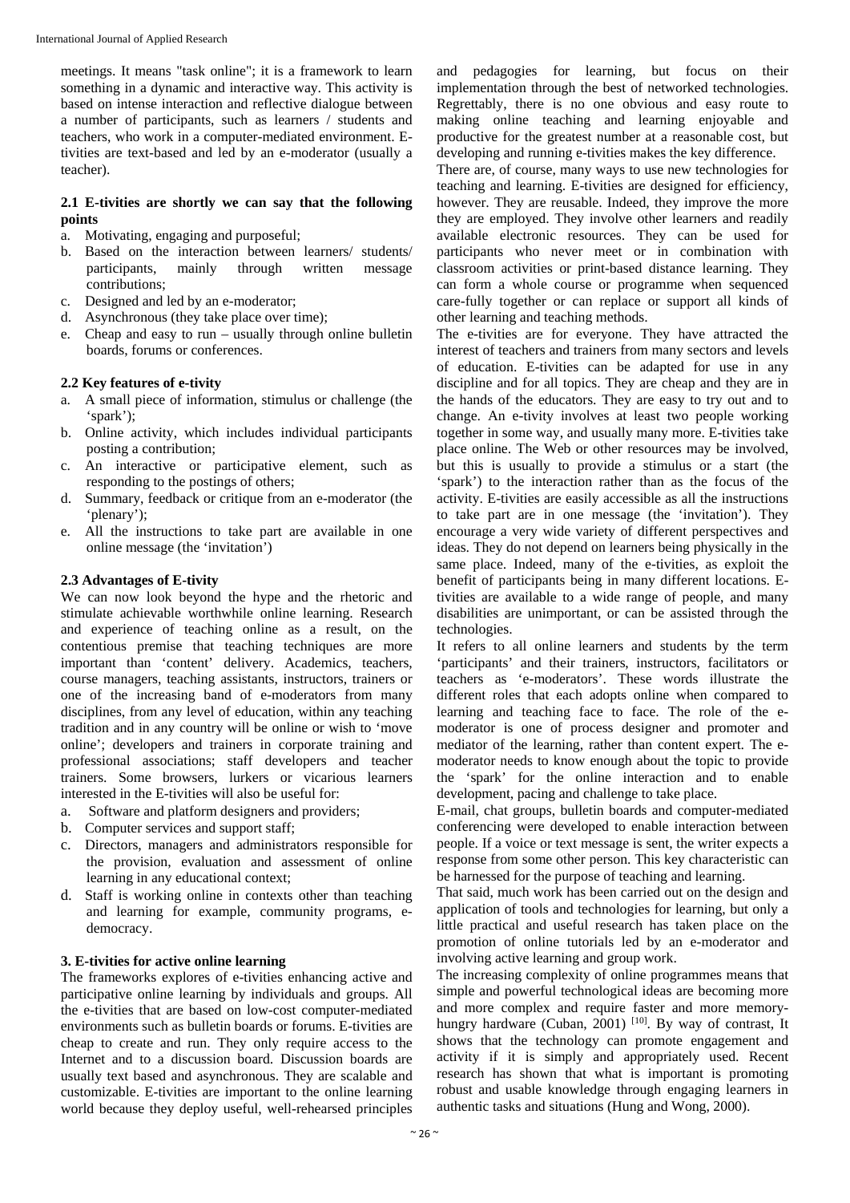meetings. It means "task online"; it is a framework to learn something in a dynamic and interactive way. This activity is based on intense interaction and reflective dialogue between a number of participants, such as learners / students and teachers, who work in a computer-mediated environment. E-tivities are text-based and led by an e-moderator (usually a teacher).

### 2.1 E-tivities are shortly we can say that the following points

a. Motivating, engaging and purposeful;
b. Based on the interaction between learners/ students/ participants, mainly through written message contributions;
c. Designed and led by an e-moderator;
d. Asynchronous (they take place over time);
e. Cheap and easy to run – usually through online bulletin boards, forums or conferences.

### 2.2 Key features of e-tivity

a. A small piece of information, stimulus or challenge (the 'spark');
b. Online activity, which includes individual participants posting a contribution;
c. An interactive or participative element, such as responding to the postings of others;
d. Summary, feedback or critique from an e-moderator (the 'plenary');
e. All the instructions to take part are available in one online message (the 'invitation')

### 2.3 Advantages of E-tivity

We can now look beyond the hype and the rhetoric and stimulate achievable worthwhile online learning. Research and experience of teaching online as a result, on the contentious premise that teaching techniques are more important than 'content' delivery. Academics, teachers, course managers, teaching assistants, instructors, trainers or one of the increasing band of e-moderators from many disciplines, from any level of education, within any teaching tradition and in any country will be online or wish to 'move online'; developers and trainers in corporate training and professional associations; staff developers and teacher trainers. Some browsers, lurkers or vicarious learners interested in the E-tivities will also be useful for:

a. Software and platform designers and providers;
b. Computer services and support staff;
c. Directors, managers and administrators responsible for the provision, evaluation and assessment of online learning in any educational context;
d. Staff is working online in contexts other than teaching and learning for example, community programs, e-democracy.

## 3. E-tivities for active online learning

The frameworks explores of e-tivities enhancing active and participative online learning by individuals and groups. All the e-tivities that are based on low-cost computer-mediated environments such as bulletin boards or forums. E-tivities are cheap to create and run. They only require access to the Internet and to a discussion board. Discussion boards are usually text based and asynchronous. They are scalable and customizable. E-tivities are important to the online learning world because they deploy useful, well-rehearsed principles and pedagogies for learning, but focus on their implementation through the best of networked technologies. Regrettably, there is no one obvious and easy route to making online teaching and learning enjoyable and productive for the greatest number at a reasonable cost, but developing and running e-tivities makes the key difference.

There are, of course, many ways to use new technologies for teaching and learning. E-tivities are designed for efficiency, however. They are reusable. Indeed, they improve the more they are employed. They involve other learners and readily available electronic resources. They can be used for participants who never meet or in combination with classroom activities or print-based distance learning. They can form a whole course or programme when sequenced care-fully together or can replace or support all kinds of other learning and teaching methods.

The e-tivities are for everyone. They have attracted the interest of teachers and trainers from many sectors and levels of education. E-tivities can be adapted for use in any discipline and for all topics. They are cheap and they are in the hands of the educators. They are easy to try out and to change. An e-tivity involves at least two people working together in some way, and usually many more. E-tivities take place online. The Web or other resources may be involved, but this is usually to provide a stimulus or a start (the 'spark') to the interaction rather than as the focus of the activity. E-tivities are easily accessible as all the instructions to take part are in one message (the 'invitation'). They encourage a very wide variety of different perspectives and ideas. They do not depend on learners being physically in the same place. Indeed, many of the e-tivities, as exploit the benefit of participants being in many different locations. E-tivities are available to a wide range of people, and many disabilities are unimportant, or can be assisted through the technologies.

It refers to all online learners and students by the term 'participants' and their trainers, instructors, facilitators or teachers as 'e-moderators'. These words illustrate the different roles that each adopts online when compared to learning and teaching face to face. The role of the e-moderator is one of process designer and promoter and mediator of the learning, rather than content expert. The e-moderator needs to know enough about the topic to provide the 'spark' for the online interaction and to enable development, pacing and challenge to take place.

E-mail, chat groups, bulletin boards and computer-mediated conferencing were developed to enable interaction between people. If a voice or text message is sent, the writer expects a response from some other person. This key characteristic can be harnessed for the purpose of teaching and learning.

That said, much work has been carried out on the design and application of tools and technologies for learning, but only a little practical and useful research has taken place on the promotion of online tutorials led by an e-moderator and involving active learning and group work.

The increasing complexity of online programmes means that simple and powerful technological ideas are becoming more and more complex and require faster and more memory-hungry hardware (Cuban, 2001) [10]. By way of contrast, It shows that the technology can promote engagement and activity if it is simply and appropriately used. Recent research has shown that what is important is promoting robust and usable knowledge through engaging learners in authentic tasks and situations (Hung and Wong, 2000).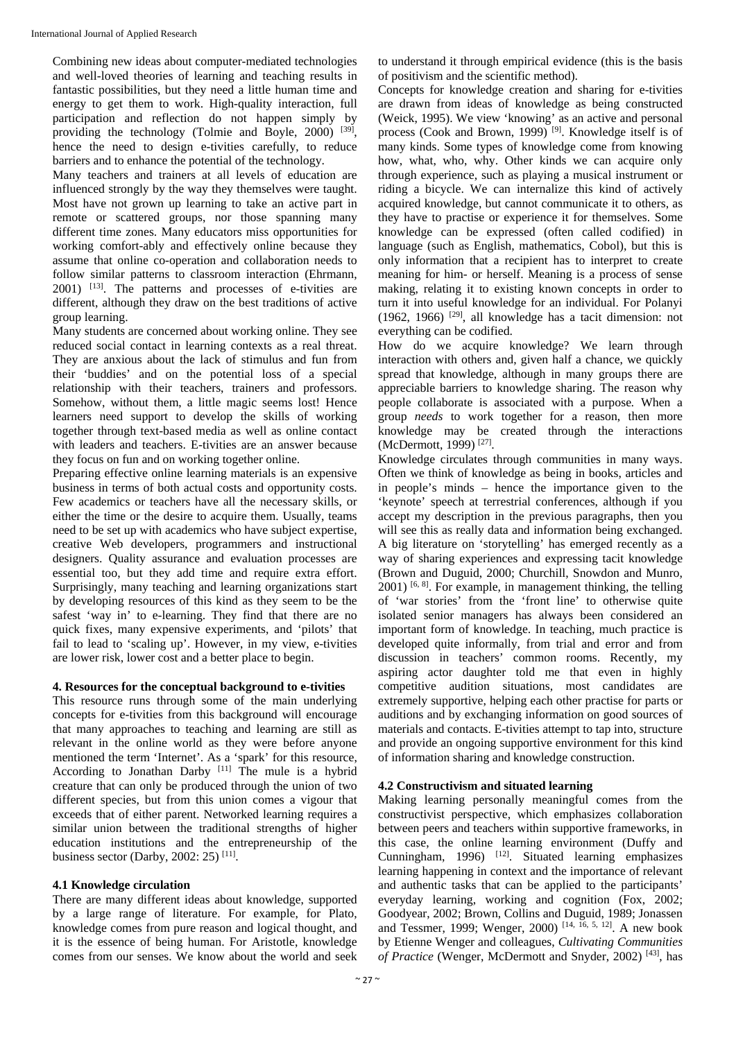Combining new ideas about computer-mediated technologies and well-loved theories of learning and teaching results in fantastic possibilities, but they need a little human time and energy to get them to work. High-quality interaction, full participation and reflection do not happen simply by providing the technology (Tolmie and Boyle, 2000) [39], hence the need to design e-tivities carefully, to reduce barriers and to enhance the potential of the technology.

Many teachers and trainers at all levels of education are influenced strongly by the way they themselves were taught. Most have not grown up learning to take an active part in remote or scattered groups, nor those spanning many different time zones. Many educators miss opportunities for working comfort-ably and effectively online because they assume that online co-operation and collaboration needs to follow similar patterns to classroom interaction (Ehrmann, 2001) [13]. The patterns and processes of e-tivities are different, although they draw on the best traditions of active group learning.

Many students are concerned about working online. They see reduced social contact in learning contexts as a real threat. They are anxious about the lack of stimulus and fun from their 'buddies' and on the potential loss of a special relationship with their teachers, trainers and professors. Somehow, without them, a little magic seems lost! Hence learners need support to develop the skills of working together through text-based media as well as online contact with leaders and teachers. E-tivities are an answer because they focus on fun and on working together online.

Preparing effective online learning materials is an expensive business in terms of both actual costs and opportunity costs. Few academics or teachers have all the necessary skills, or either the time or the desire to acquire them. Usually, teams need to be set up with academics who have subject expertise, creative Web developers, programmers and instructional designers. Quality assurance and evaluation processes are essential too, but they add time and require extra effort. Surprisingly, many teaching and learning organizations start by developing resources of this kind as they seem to be the safest 'way in' to e-learning. They find that there are no quick fixes, many expensive experiments, and 'pilots' that fail to lead to 'scaling up'. However, in my view, e-tivities are lower risk, lower cost and a better place to begin.

## 4. Resources for the conceptual background to e-tivities

This resource runs through some of the main underlying concepts for e-tivities from this background will encourage that many approaches to teaching and learning are still as relevant in the online world as they were before anyone mentioned the term 'Internet'. As a 'spark' for this resource, According to Jonathan Darby [11] The mule is a hybrid creature that can only be produced through the union of two different species, but from this union comes a vigour that exceeds that of either parent. Networked learning requires a similar union between the traditional strengths of higher education institutions and the entrepreneurship of the business sector (Darby, 2002: 25) [11].

### 4.1 Knowledge circulation

There are many different ideas about knowledge, supported by a large range of literature. For example, for Plato, knowledge comes from pure reason and logical thought, and it is the essence of being human. For Aristotle, knowledge comes from our senses. We know about the world and seek to understand it through empirical evidence (this is the basis of positivism and the scientific method).

Concepts for knowledge creation and sharing for e-tivities are drawn from ideas of knowledge as being constructed (Weick, 1995). We view 'knowing' as an active and personal process (Cook and Brown, 1999) [9]. Knowledge itself is of many kinds. Some types of knowledge come from knowing how, what, who, why. Other kinds we can acquire only through experience, such as playing a musical instrument or riding a bicycle. We can internalize this kind of actively acquired knowledge, but cannot communicate it to others, as they have to practise or experience it for themselves. Some knowledge can be expressed (often called codified) in language (such as English, mathematics, Cobol), but this is only information that a recipient has to interpret to create meaning for him- or herself. Meaning is a process of sense making, relating it to existing known concepts in order to turn it into useful knowledge for an individual. For Polanyi (1962, 1966) [29], all knowledge has a tacit dimension: not everything can be codified.

How do we acquire knowledge? We learn through interaction with others and, given half a chance, we quickly spread that knowledge, although in many groups there are appreciable barriers to knowledge sharing. The reason why people collaborate is associated with a purpose. When a group *needs* to work together for a reason, then more knowledge may be created through the interactions (McDermott, 1999) [27].

Knowledge circulates through communities in many ways. Often we think of knowledge as being in books, articles and in people's minds – hence the importance given to the 'keynote' speech at terrestrial conferences, although if you accept my description in the previous paragraphs, then you will see this as really data and information being exchanged. A big literature on 'storytelling' has emerged recently as a way of sharing experiences and expressing tacit knowledge (Brown and Duguid, 2000; Churchill, Snowdon and Munro, 2001) [6, 8]. For example, in management thinking, the telling of 'war stories' from the 'front line' to otherwise quite isolated senior managers has always been considered an important form of knowledge. In teaching, much practice is developed quite informally, from trial and error and from discussion in teachers' common rooms. Recently, my aspiring actor daughter told me that even in highly competitive audition situations, most candidates are extremely supportive, helping each other practise for parts or auditions and by exchanging information on good sources of materials and contacts. E-tivities attempt to tap into, structure and provide an ongoing supportive environment for this kind of information sharing and knowledge construction.

### 4.2 Constructivism and situated learning

Making learning personally meaningful comes from the constructivist perspective, which emphasizes collaboration between peers and teachers within supportive frameworks, in this case, the online learning environment (Duffy and Cunningham, 1996) [12]. Situated learning emphasizes learning happening in context and the importance of relevant and authentic tasks that can be applied to the participants' everyday learning, working and cognition (Fox, 2002; Goodyear, 2002; Brown, Collins and Duguid, 1989; Jonassen and Tessmer, 1999; Wenger, 2000) [14, 16, 5, 12]. A new book by Etienne Wenger and colleagues, *Cultivating Communities of Practice* (Wenger, McDermott and Snyder, 2002) [43], has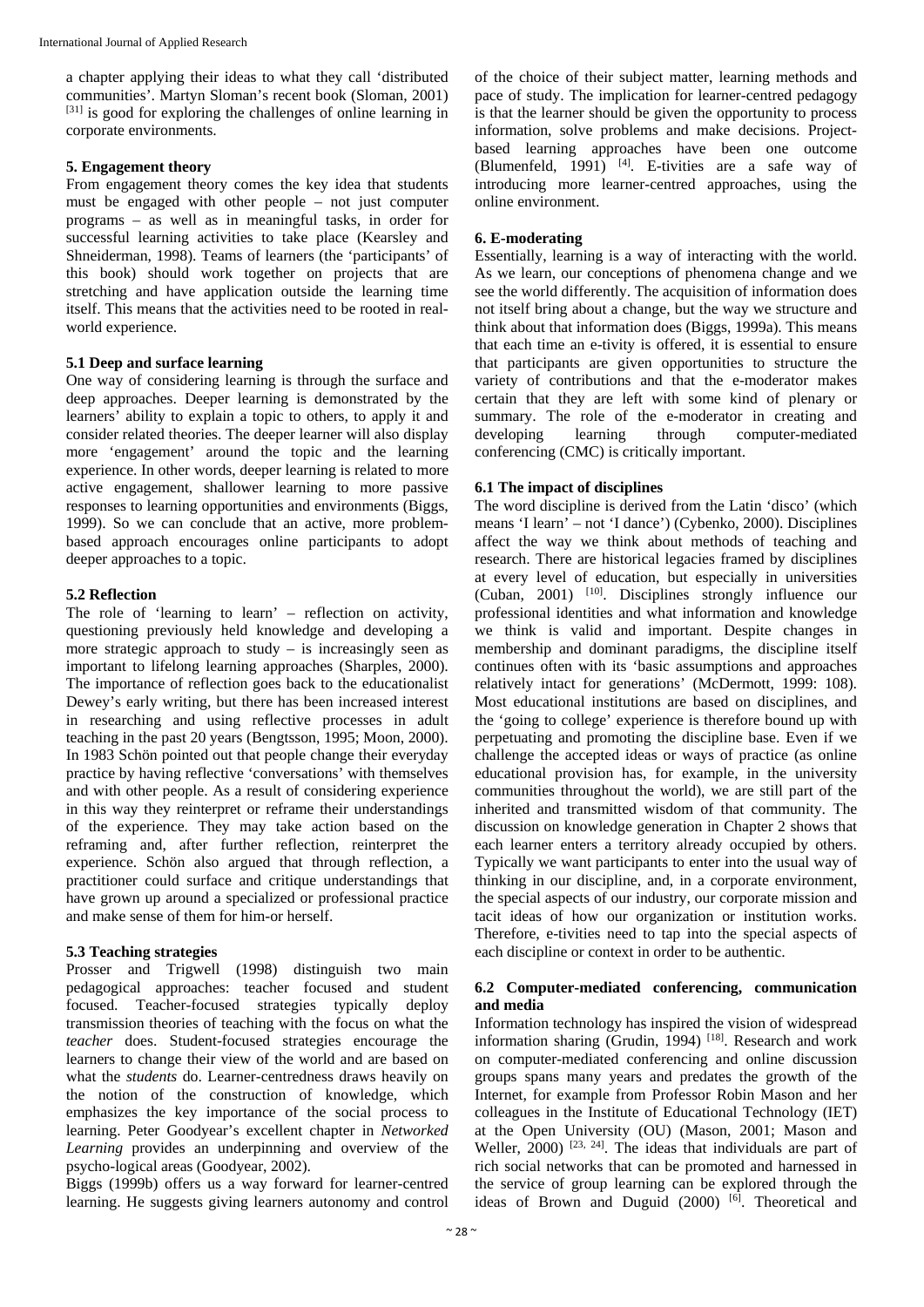a chapter applying their ideas to what they call 'distributed communities'. Martyn Sloman's recent book (Sloman, 2001) [31] is good for exploring the challenges of online learning in corporate environments.

### 5. Engagement theory

From engagement theory comes the key idea that students must be engaged with other people – not just computer programs – as well as in meaningful tasks, in order for successful learning activities to take place (Kearsley and Shneiderman, 1998). Teams of learners (the 'participants' of this book) should work together on projects that are stretching and have application outside the learning time itself. This means that the activities need to be rooted in real-world experience.

### 5.1 Deep and surface learning

One way of considering learning is through the surface and deep approaches. Deeper learning is demonstrated by the learners' ability to explain a topic to others, to apply it and consider related theories. The deeper learner will also display more 'engagement' around the topic and the learning experience. In other words, deeper learning is related to more active engagement, shallower learning to more passive responses to learning opportunities and environments (Biggs, 1999). So we can conclude that an active, more problem-based approach encourages online participants to adopt deeper approaches to a topic.

### 5.2 Reflection

The role of 'learning to learn' – reflection on activity, questioning previously held knowledge and developing a more strategic approach to study – is increasingly seen as important to lifelong learning approaches (Sharples, 2000). The importance of reflection goes back to the educationalist Dewey's early writing, but there has been increased interest in researching and using reflective processes in adult teaching in the past 20 years (Bengtsson, 1995; Moon, 2000). In 1983 Schön pointed out that people change their everyday practice by having reflective 'conversations' with themselves and with other people. As a result of considering experience in this way they reinterpret or reframe their understandings of the experience. They may take action based on the reframing and, after further reflection, reinterpret the experience. Schön also argued that through reflection, a practitioner could surface and critique understandings that have grown up around a specialized or professional practice and make sense of them for him-or herself.

### 5.3 Teaching strategies

Prosser and Trigwell (1998) distinguish two main pedagogical approaches: teacher focused and student focused. Teacher-focused strategies typically deploy transmission theories of teaching with the focus on what the *teacher* does. Student-focused strategies encourage the learners to change their view of the world and are based on what the *students* do. Learner-centredness draws heavily on the notion of the construction of knowledge, which emphasizes the key importance of the social process to learning. Peter Goodyear's excellent chapter in *Networked Learning* provides an underpinning and overview of the psycho-logical areas (Goodyear, 2002).

Biggs (1999b) offers us a way forward for learner-centred learning. He suggests giving learners autonomy and control of the choice of their subject matter, learning methods and pace of study. The implication for learner-centred pedagogy is that the learner should be given the opportunity to process information, solve problems and make decisions. Project-based learning approaches have been one outcome (Blumenfeld, 1991) [4]. E-tivities are a safe way of introducing more learner-centred approaches, using the online environment.

### 6. E-moderating

Essentially, learning is a way of interacting with the world. As we learn, our conceptions of phenomena change and we see the world differently. The acquisition of information does not itself bring about a change, but the way we structure and think about that information does (Biggs, 1999a). This means that each time an e-tivity is offered, it is essential to ensure that participants are given opportunities to structure the variety of contributions and that the e-moderator makes certain that they are left with some kind of plenary or summary. The role of the e-moderator in creating and developing learning through computer-mediated conferencing (CMC) is critically important.

### 6.1 The impact of disciplines

The word discipline is derived from the Latin 'disco' (which means 'I learn' – not 'I dance') (Cybenko, 2000). Disciplines affect the way we think about methods of teaching and research. There are historical legacies framed by disciplines at every level of education, but especially in universities (Cuban, 2001) [10]. Disciplines strongly influence our professional identities and what information and knowledge we think is valid and important. Despite changes in membership and dominant paradigms, the discipline itself continues often with its 'basic assumptions and approaches relatively intact for generations' (McDermott, 1999: 108). Most educational institutions are based on disciplines, and the 'going to college' experience is therefore bound up with perpetuating and promoting the discipline base. Even if we challenge the accepted ideas or ways of practice (as online educational provision has, for example, in the university communities throughout the world), we are still part of the inherited and transmitted wisdom of that community. The discussion on knowledge generation in Chapter 2 shows that each learner enters a territory already occupied by others. Typically we want participants to enter into the usual way of thinking in our discipline, and, in a corporate environment, the special aspects of our industry, our corporate mission and tacit ideas of how our organization or institution works. Therefore, e-tivities need to tap into the special aspects of each discipline or context in order to be authentic.

### 6.2 Computer-mediated conferencing, communication and media

Information technology has inspired the vision of widespread information sharing (Grudin, 1994) [18]. Research and work on computer-mediated conferencing and online discussion groups spans many years and predates the growth of the Internet, for example from Professor Robin Mason and her colleagues in the Institute of Educational Technology (IET) at the Open University (OU) (Mason, 2001; Mason and Weller, 2000) [23, 24]. The ideas that individuals are part of rich social networks that can be promoted and harnessed in the service of group learning can be explored through the ideas of Brown and Duguid (2000) [6]. Theoretical and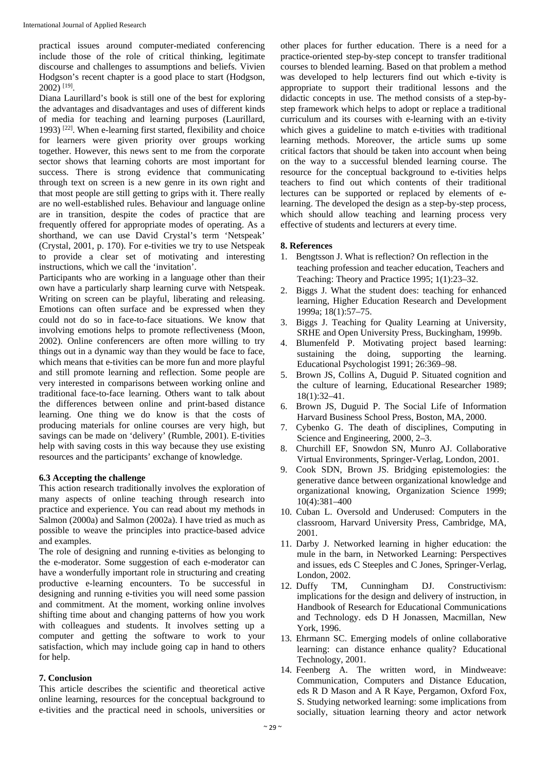practical issues around computer-mediated conferencing include those of the role of critical thinking, legitimate discourse and challenges to assumptions and beliefs. Vivien Hodgson's recent chapter is a good place to start (Hodgson, 2002) [19].

Diana Laurillard's book is still one of the best for exploring the advantages and disadvantages and uses of different kinds of media for teaching and learning purposes (Laurillard, 1993) [22]. When e-learning first started, flexibility and choice for learners were given priority over groups working together. However, this news sent to me from the corporate sector shows that learning cohorts are most important for success. There is strong evidence that communicating through text on screen is a new genre in its own right and that most people are still getting to grips with it. There really are no well-established rules. Behaviour and language online are in transition, despite the codes of practice that are frequently offered for appropriate modes of operating. As a shorthand, we can use David Crystal's term 'Netspeak' (Crystal, 2001, p. 170). For e-tivities we try to use Netspeak to provide a clear set of motivating and interesting instructions, which we call the 'invitation'.

Participants who are working in a language other than their own have a particularly sharp learning curve with Netspeak. Writing on screen can be playful, liberating and releasing. Emotions can often surface and be expressed when they could not do so in face-to-face situations. We know that involving emotions helps to promote reflectiveness (Moon, 2002). Online conferencers are often more willing to try things out in a dynamic way than they would be face to face, which means that e-tivities can be more fun and more playful and still promote learning and reflection. Some people are very interested in comparisons between working online and traditional face-to-face learning. Others want to talk about the differences between online and print-based distance learning. One thing we do know is that the costs of producing materials for online courses are very high, but savings can be made on 'delivery' (Rumble, 2001). E-tivities help with saving costs in this way because they use existing resources and the participants' exchange of knowledge.

### 6.3 Accepting the challenge

This action research traditionally involves the exploration of many aspects of online teaching through research into practice and experience. You can read about my methods in Salmon (2000a) and Salmon (2002a). I have tried as much as possible to weave the principles into practice-based advice and examples.

The role of designing and running e-tivities as belonging to the e-moderator. Some suggestion of each e-moderator can have a wonderfully important role in structuring and creating productive e-learning encounters. To be successful in designing and running e-tivities you will need some passion and commitment. At the moment, working online involves shifting time about and changing patterns of how you work with colleagues and students. It involves setting up a computer and getting the software to work to your satisfaction, which may include going cap in hand to others for help.

## 7. Conclusion

This article describes the scientific and theoretical active online learning, resources for the conceptual background to e-tivities and the practical need in schools, universities or other places for further education. There is a need for a practice-oriented step-by-step concept to transfer traditional courses to blended learning. Based on that problem a method was developed to help lecturers find out which e-tivity is appropriate to support their traditional lessons and the didactic concepts in use. The method consists of a step-by-step framework which helps to adopt or replace a traditional curriculum and its courses with e-learning with an e-tivity which gives a guideline to match e-tivities with traditional learning methods. Moreover, the article sums up some critical factors that should be taken into account when being on the way to a successful blended learning course. The resource for the conceptual background to e-tivities helps teachers to find out which contents of their traditional lectures can be supported or replaced by elements of e-learning. The developed the design as a step-by-step process, which should allow teaching and learning process very effective of students and lecturers at every time.

## 8. References

1. Bengtsson J. What is reflection? On reflection in the teaching profession and teacher education, Teachers and Teaching: Theory and Practice 1995; 1(1):23–32.
2. Biggs J. What the student does: teaching for enhanced learning, Higher Education Research and Development 1999a; 18(1):57–75.
3. Biggs J. Teaching for Quality Learning at University, SRHE and Open University Press, Buckingham, 1999b.
4. Blumenfeld P. Motivating project based learning: sustaining the doing, supporting the learning. Educational Psychologist 1991; 26:369–98.
5. Brown JS, Collins A, Duguid P. Situated cognition and the culture of learning, Educational Researcher 1989; 18(1):32–41.
6. Brown JS, Duguid P. The Social Life of Information Harvard Business School Press, Boston, MA, 2000.
7. Cybenko G. The death of disciplines, Computing in Science and Engineering, 2000, 2–3.
8. Churchill EF, Snowdon SN, Munro AJ. Collaborative Virtual Environments, Springer-Verlag, London, 2001.
9. Cook SDN, Brown JS. Bridging epistemologies: the generative dance between organizational knowledge and organizational knowing, Organization Science 1999; 10(4):381–400
10. Cuban L. Oversold and Underused: Computers in the classroom, Harvard University Press, Cambridge, MA, 2001.
11. Darby J. Networked learning in higher education: the mule in the barn, in Networked Learning: Perspectives and issues, eds C Steeples and C Jones, Springer-Verlag, London, 2002.
12. Duffy TM, Cunningham DJ. Constructivism: implications for the design and delivery of instruction, in Handbook of Research for Educational Communications and Technology. eds D H Jonassen, Macmillan, New York, 1996.
13. Ehrmann SC. Emerging models of online collaborative learning: can distance enhance quality? Educational Technology, 2001.
14. Feenberg A. The written word, in Mindweave: Communication, Computers and Distance Education, eds R D Mason and A R Kaye, Pergamon, Oxford Fox, S. Studying networked learning: some implications from socially, situation learning theory and actor network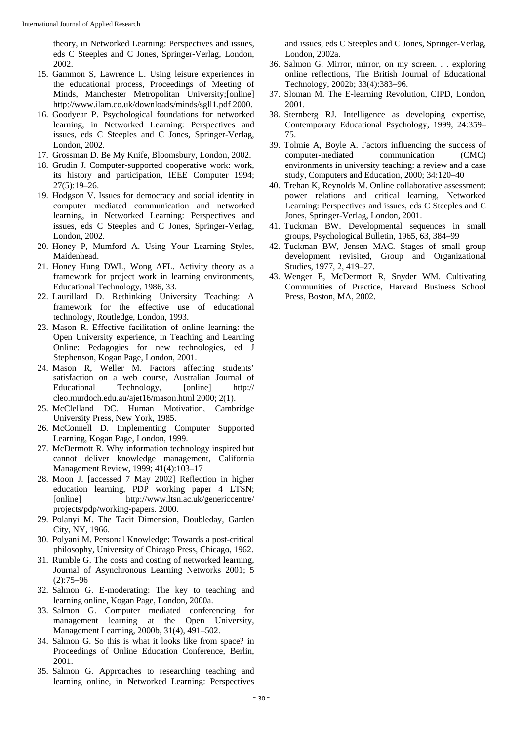theory, in Networked Learning: Perspectives and issues, eds C Steeples and C Jones, Springer-Verlag, London, 2002.

15. Gammon S, Lawrence L. Using leisure experiences in the educational process, Proceedings of Meeting of Minds, Manchester Metropolitan University;[online] http://www.ilam.co.uk/downloads/minds/sgll1.pdf 2000.
16. Goodyear P. Psychological foundations for networked learning, in Networked Learning: Perspectives and issues, eds C Steeples and C Jones, Springer-Verlag, London, 2002.
17. Grossman D. Be My Knife, Bloomsbury, London, 2002.
18. Grudin J. Computer-supported cooperative work: work, its history and participation, IEEE Computer 1994; 27(5):19–26.
19. Hodgson V. Issues for democracy and social identity in computer mediated communication and networked learning, in Networked Learning: Perspectives and issues, eds C Steeples and C Jones, Springer-Verlag, London, 2002.
20. Honey P, Mumford A. Using Your Learning Styles, Maidenhead.
21. Honey Hung DWL, Wong AFL. Activity theory as a framework for project work in learning environments, Educational Technology, 1986, 33.
22. Laurillard D. Rethinking University Teaching: A framework for the effective use of educational technology, Routledge, London, 1993.
23. Mason R. Effective facilitation of online learning: the Open University experience, in Teaching and Learning Online: Pedagogies for new technologies, ed J Stephenson, Kogan Page, London, 2001.
24. Mason R, Weller M. Factors affecting students' satisfaction on a web course, Australian Journal of Educational Technology, [online] http:// cleo.murdoch.edu.au/ajet16/mason.html 2000; 2(1).
25. McClelland DC. Human Motivation, Cambridge University Press, New York, 1985.
26. McConnell D. Implementing Computer Supported Learning, Kogan Page, London, 1999.
27. McDermott R. Why information technology inspired but cannot deliver knowledge management, California Management Review, 1999; 41(4):103–17
28. Moon J. [accessed 7 May 2002] Reflection in higher education learning, PDP working paper 4 LTSN; [online] http://www.ltsn.ac.uk/genericcentre/ projects/pdp/working-papers. 2000.
29. Polanyi M. The Tacit Dimension, Doubleday, Garden City, NY, 1966.
30. Polyani M. Personal Knowledge: Towards a post-critical philosophy, University of Chicago Press, Chicago, 1962.
31. Rumble G. The costs and costing of networked learning, Journal of Asynchronous Learning Networks 2001; 5 (2):75–96
32. Salmon G. E-moderating: The key to teaching and learning online, Kogan Page, London, 2000a.
33. Salmon G. Computer mediated conferencing for management learning at the Open University, Management Learning, 2000b, 31(4), 491–502.
34. Salmon G. So this is what it looks like from space? in Proceedings of Online Education Conference, Berlin, 2001.
35. Salmon G. Approaches to researching teaching and learning online, in Networked Learning: Perspectives and issues, eds C Steeples and C Jones, Springer-Verlag, London, 2002a.
36. Salmon G. Mirror, mirror, on my screen. . . exploring online reflections, The British Journal of Educational Technology, 2002b; 33(4):383–96.
37. Sloman M. The E-learning Revolution, CIPD, London, 2001.
38. Sternberg RJ. Intelligence as developing expertise, Contemporary Educational Psychology, 1999, 24:359–75.
39. Tolmie A, Boyle A. Factors influencing the success of computer-mediated communication (CMC) environments in university teaching: a review and a case study, Computers and Education, 2000; 34:120–40
40. Trehan K, Reynolds M. Online collaborative assessment: power relations and critical learning, Networked Learning: Perspectives and issues, eds C Steeples and C Jones, Springer-Verlag, London, 2001.
41. Tuckman BW. Developmental sequences in small groups, Psychological Bulletin, 1965, 63, 384–99
42. Tuckman BW, Jensen MAC. Stages of small group development revisited, Group and Organizational Studies, 1977, 2, 419–27.
43. Wenger E, McDermott R, Snyder WM. Cultivating Communities of Practice, Harvard Business School Press, Boston, MA, 2002.